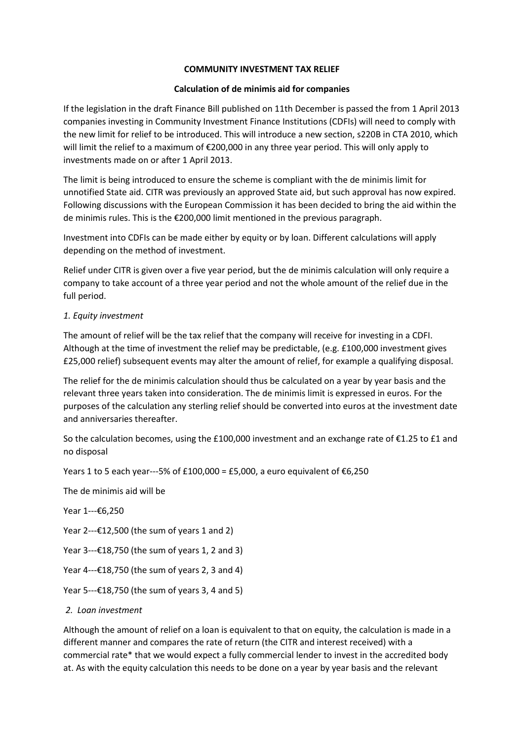**COMMUNITY INVESTMENT TAX RELIEF**

**Calculation of de minimis aid for companies**

If the legislation in the draft Finance Bill published on 11th December is passed the from 1 April 2013 companies investing in Community Investment Finance Institutions (CDFIs) will need to comply with the new limit for relief to be introduced. This will introduce a new section, s220B in CTA 2010, which will limit the relief to a maximum of €200,000 in any three year period. This will only apply to investments made on or after 1 April 2013.

The limit is being introduced to ensure the scheme is compliant with the de minimis limit for unnotified State aid. CITR was previously an approved State aid, but such approval has now expired. Following discussions with the European Commission it has been decided to bring the aid within the de minimis rules. This is the €200,000 limit mentioned in the previous paragraph.

Investment into CDFIs can be made either by equity or by loan. Different calculations will apply depending on the method of investment.

Relief under CITR is given over a five year period, but the de minimis calculation will only require a company to take account of a three year period and not the whole amount of the relief due in the full period.

*1. Equity investment*

The amount of relief will be the tax relief that the company will receive for investing in a CDFI. Although at the time of investment the relief may be predictable, (e.g. £100,000 investment gives £25,000 relief) subsequent events may alter the amount of relief, for example a qualifying disposal.

The relief for the de minimis calculation should thus be calculated on a year by year basis and the relevant three years taken into consideration. The de minimis limit is expressed in euros. For the purposes of the calculation any sterling relief should be converted into euros at the investment date and anniversaries thereafter.

So the calculation becomes, using the £100,000 investment and an exchange rate of €1.25 to £1 and no disposal

Years 1 to 5 each year---5% of £100,000 = £5,000, a euro equivalent of €6,250

The de minimis aid will be

Year 1---€6,250

Year 2---€12,500 (the sum of years 1 and 2)

Year 3---€18,750 (the sum of years 1, 2 and 3)

Year 4---€18,750 (the sum of years 2, 3 and 4)

Year 5---€18,750 (the sum of years 3, 4 and 5)

*2. Loan investment*

Although the amount of relief on a loan is equivalent to that on equity, the calculation is made in a different manner and compares the rate of return (the CITR and interest received) with a commercial rate* that we would expect a fully commercial lender to invest in the accredited body at. As with the equity calculation this needs to be done on a year by year basis and the relevant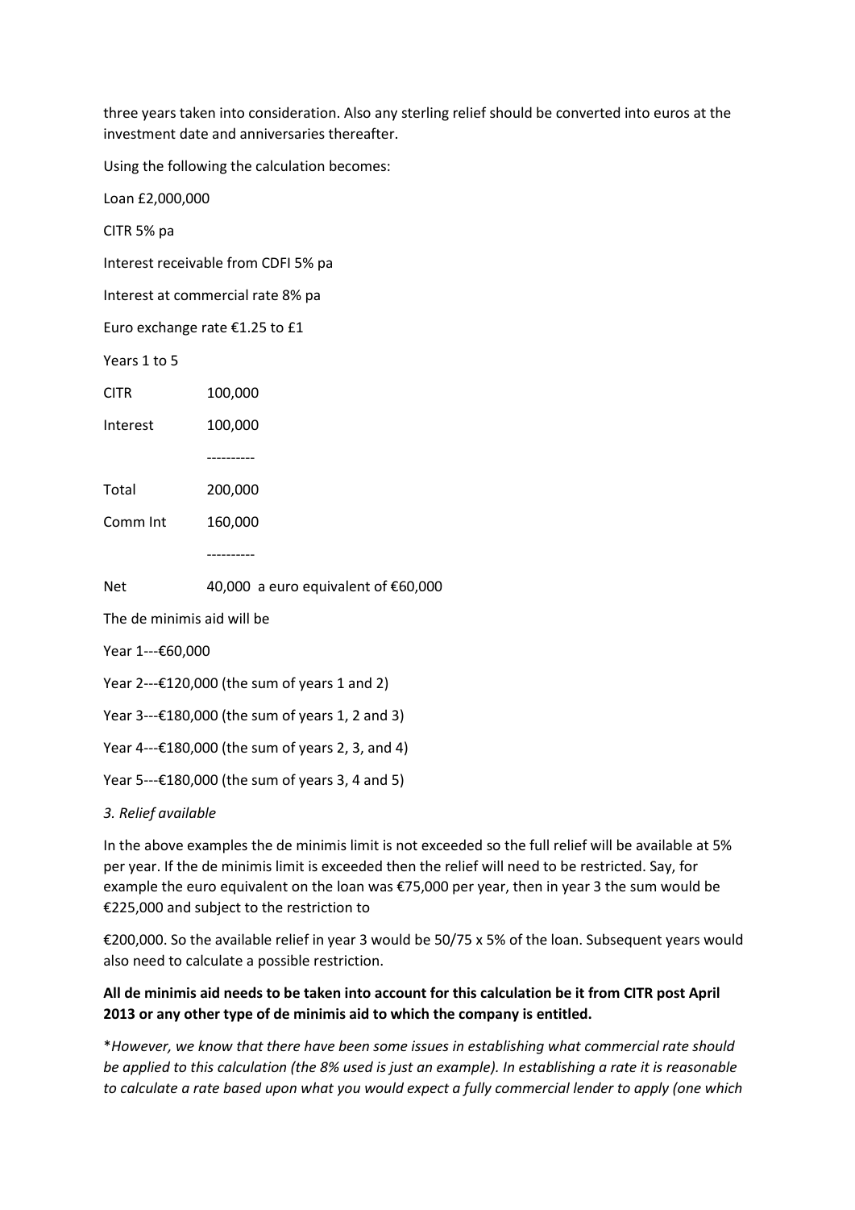three years taken into consideration. Also any sterling relief should be converted into euros at the investment date and anniversaries thereafter.

Using the following the calculation becomes:

Loan £2,000,000

CITR 5% pa

Interest receivable from CDFI 5% pa

Interest at commercial rate 8% pa

Euro exchange rate €1.25 to £1

Years 1 to 5

| | |
|---|---|
| CITR | 100,000 |
| Interest | 100,000 |
| | ---------- |
| Total | 200,000 |
| Comm Int | 160,000 |
| | ---------- |
| Net | 40,000 a euro equivalent of €60,000 |

The de minimis aid will be

Year 1---€60,000

Year 2---€120,000 (the sum of years 1 and 2)

Year 3---€180,000 (the sum of years 1, 2 and 3)

Year 4---€180,000 (the sum of years 2, 3, and 4)

Year 5---€180,000 (the sum of years 3, 4 and 5)

*3. Relief available*

In the above examples the de minimis limit is not exceeded so the full relief will be available at 5% per year. If the de minimis limit is exceeded then the relief will need to be restricted. Say, for example the euro equivalent on the loan was €75,000 per year, then in year 3 the sum would be €225,000 and subject to the restriction to

€200,000. So the available relief in year 3 would be 50/75 x 5% of the loan. Subsequent years would also need to calculate a possible restriction.

**All de minimis aid needs to be taken into account for this calculation be it from CITR post April 2013 or any other type of de minimis aid to which the company is entitled.**

*\*However, we know that there have been some issues in establishing what commercial rate should be applied to this calculation (the 8% used is just an example). In establishing a rate it is reasonable to calculate a rate based upon what you would expect a fully commercial lender to apply (one which*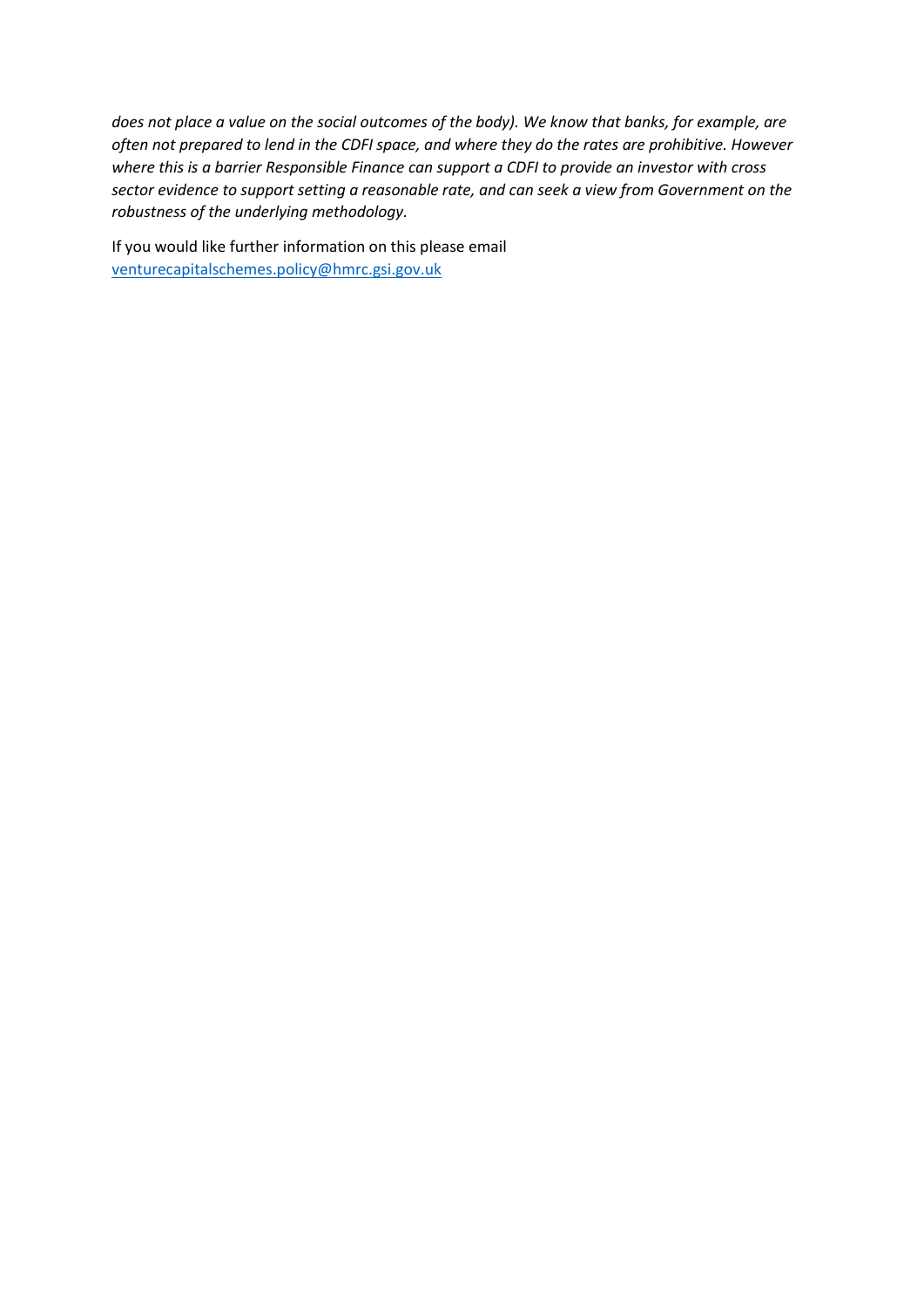*does not place a value on the social outcomes of the body). We know that banks, for example, are often not prepared to lend in the CDFI space, and where they do the rates are prohibitive. However where this is a barrier Responsible Finance can support a CDFI to provide an investor with cross sector evidence to support setting a reasonable rate, and can seek a view from Government on the robustness of the underlying methodology.*

If you would like further information on this please email [venturecapitalschemes.policy@hmrc.gsi.gov.uk](mailto:venturecapitalschemes.policy@hmrc.gsi.gov.uk)